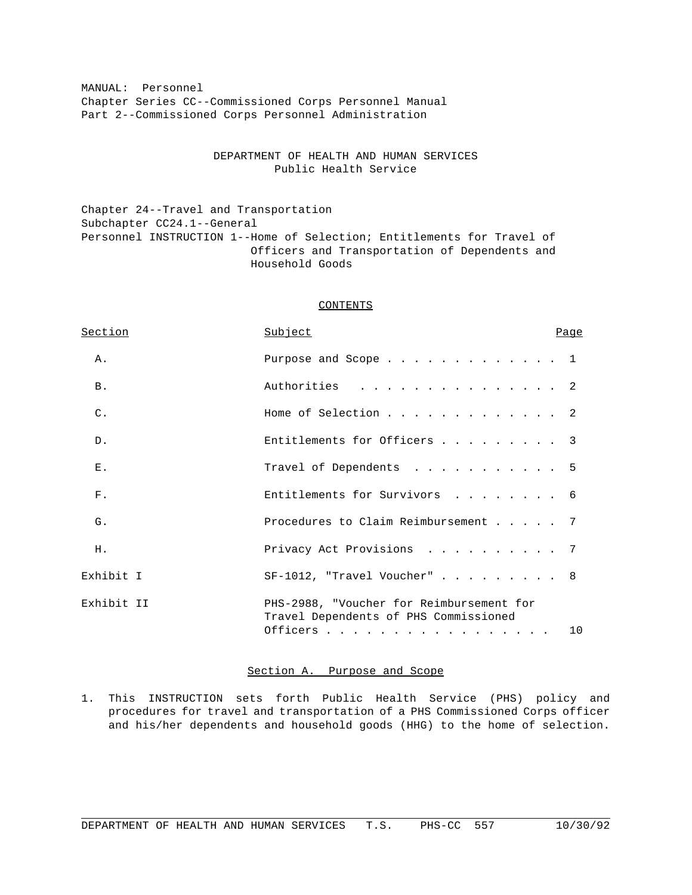MANUAL: Personnel
Chapter Series CC--Commissioned Corps Personnel Manual
Part 2--Commissioned Corps Personnel Administration

DEPARTMENT OF HEALTH AND HUMAN SERVICES
Public Health Service

Chapter 24--Travel and Transportation
Subchapter CC24.1--General
Personnel INSTRUCTION 1--Home of Selection; Entitlements for Travel of Officers and Transportation of Dependents and Household Goods

## CONTENTS

| Section | Subject | Page |
|---|---|---|
| A. | Purpose and Scope | 1 |
| B. | Authorities | 2 |
| C. | Home of Selection | 2 |
| D. | Entitlements for Officers | 3 |
| E. | Travel of Dependents | 5 |
| F. | Entitlements for Survivors | 6 |
| G. | Procedures to Claim Reimbursement | 7 |
| H. | Privacy Act Provisions | 7 |
| Exhibit I | SF-1012, "Travel Voucher" | 8 |
| Exhibit II | PHS-2988, "Voucher for Reimbursement for Travel Dependents of PHS Commissioned Officers | 10 |

## Section A. Purpose and Scope

1. This INSTRUCTION sets forth Public Health Service (PHS) policy and procedures for travel and transportation of a PHS Commissioned Corps officer and his/her dependents and household goods (HHG) to the home of selection.

DEPARTMENT OF HEALTH AND HUMAN SERVICES T.S. PHS-CC 557 10/30/92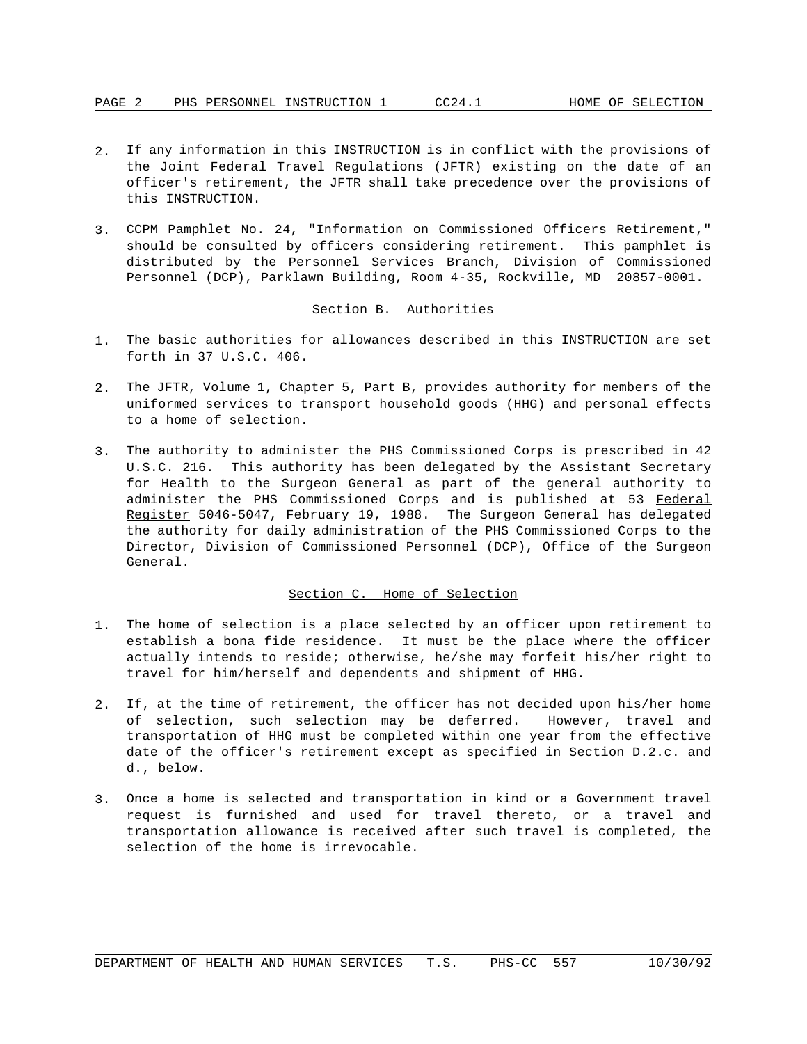2. If any information in this INSTRUCTION is in conflict with the provisions of the Joint Federal Travel Regulations (JFTR) existing on the date of an officer's retirement, the JFTR shall take precedence over the provisions of this INSTRUCTION.

3. CCPM Pamphlet No. 24, "Information on Commissioned Officers Retirement," should be consulted by officers considering retirement. This pamphlet is distributed by the Personnel Services Branch, Division of Commissioned Personnel (DCP), Parklawn Building, Room 4-35, Rockville, MD 20857-0001.

## Section B. Authorities

1. The basic authorities for allowances described in this INSTRUCTION are set forth in 37 U.S.C. 406.

2. The JFTR, Volume 1, Chapter 5, Part B, provides authority for members of the uniformed services to transport household goods (HHG) and personal effects to a home of selection.

3. The authority to administer the PHS Commissioned Corps is prescribed in 42 U.S.C. 216. This authority has been delegated by the Assistant Secretary for Health to the Surgeon General as part of the general authority to administer the PHS Commissioned Corps and is published at 53 Federal Register 5046-5047, February 19, 1988. The Surgeon General has delegated the authority for daily administration of the PHS Commissioned Corps to the Director, Division of Commissioned Personnel (DCP), Office of the Surgeon General.

## Section C. Home of Selection

1. The home of selection is a place selected by an officer upon retirement to establish a bona fide residence. It must be the place where the officer actually intends to reside; otherwise, he/she may forfeit his/her right to travel for him/herself and dependents and shipment of HHG.

2. If, at the time of retirement, the officer has not decided upon his/her home of selection, such selection may be deferred. However, travel and transportation of HHG must be completed within one year from the effective date of the officer's retirement except as specified in Section D.2.c. and d., below.

3. Once a home is selected and transportation in kind or a Government travel request is furnished and used for travel thereto, or a travel and transportation allowance is received after such travel is completed, the selection of the home is irrevocable.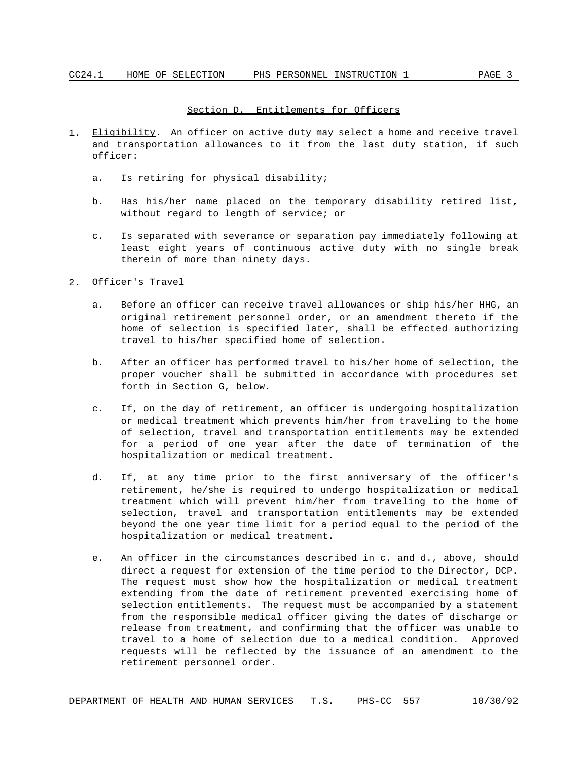## Section D. Entitlements for Officers

1. Eligibility. An officer on active duty may select a home and receive travel and transportation allowances to it from the last duty station, if such officer:

    a. Is retiring for physical disability;

    b. Has his/her name placed on the temporary disability retired list, without regard to length of service; or

    c. Is separated with severance or separation pay immediately following at least eight years of continuous active duty with no single break therein of more than ninety days.

2. Officer's Travel

    a. Before an officer can receive travel allowances or ship his/her HHG, an original retirement personnel order, or an amendment thereto if the home of selection is specified later, shall be effected authorizing travel to his/her specified home of selection.

    b. After an officer has performed travel to his/her home of selection, the proper voucher shall be submitted in accordance with procedures set forth in Section G, below.

    c. If, on the day of retirement, an officer is undergoing hospitalization or medical treatment which prevents him/her from traveling to the home of selection, travel and transportation entitlements may be extended for a period of one year after the date of termination of the hospitalization or medical treatment.

    d. If, at any time prior to the first anniversary of the officer's retirement, he/she is required to undergo hospitalization or medical treatment which will prevent him/her from traveling to the home of selection, travel and transportation entitlements may be extended beyond the one year time limit for a period equal to the period of the hospitalization or medical treatment.

    e. An officer in the circumstances described in c. and d., above, should direct a request for extension of the time period to the Director, DCP. The request must show how the hospitalization or medical treatment extending from the date of retirement prevented exercising home of selection entitlements. The request must be accompanied by a statement from the responsible medical officer giving the dates of discharge or release from treatment, and confirming that the officer was unable to travel to a home of selection due to a medical condition. Approved requests will be reflected by the issuance of an amendment to the retirement personnel order.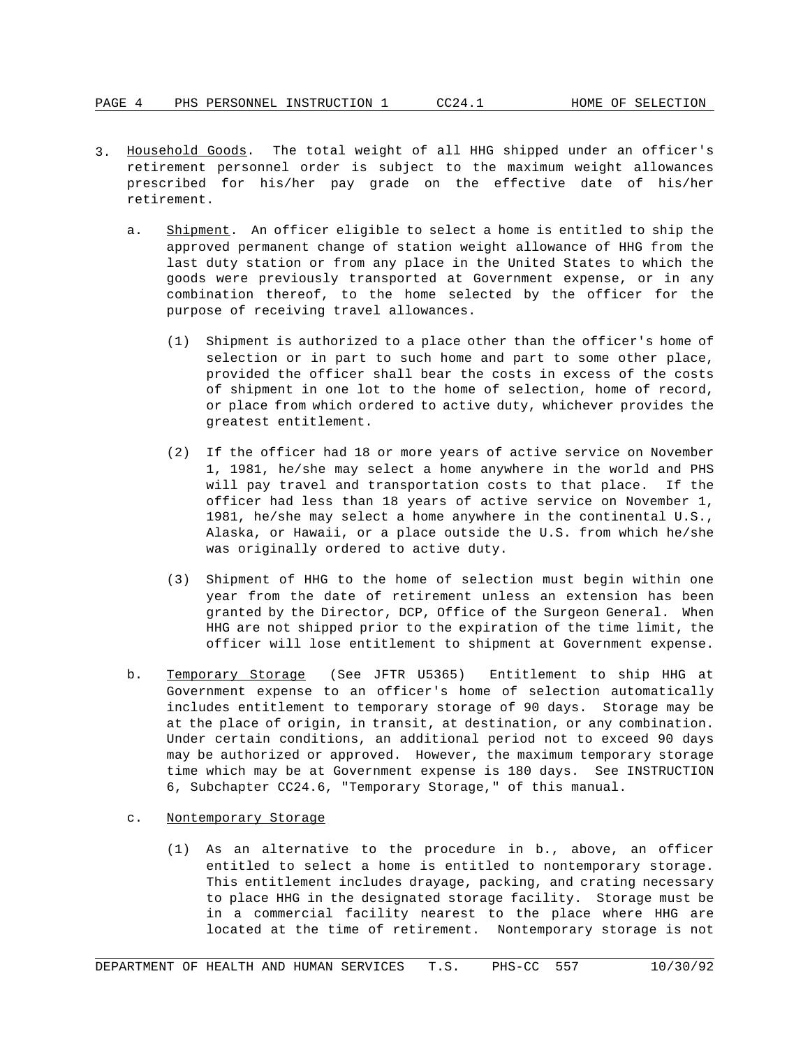3. <u>Household Goods</u>. The total weight of all HHG shipped under an officer's retirement personnel order is subject to the maximum weight allowances prescribed for his/her pay grade on the effective date of his/her retirement.

   a. <u>Shipment</u>. An officer eligible to select a home is entitled to ship the approved permanent change of station weight allowance of HHG from the last duty station or from any place in the United States to which the goods were previously transported at Government expense, or in any combination thereof, to the home selected by the officer for the purpose of receiving travel allowances.

      (1) Shipment is authorized to a place other than the officer's home of selection or in part to such home and part to some other place, provided the officer shall bear the costs in excess of the costs of shipment in one lot to the home of selection, home of record, or place from which ordered to active duty, whichever provides the greatest entitlement.

      (2) If the officer had 18 or more years of active service on November 1, 1981, he/she may select a home anywhere in the world and PHS will pay travel and transportation costs to that place. If the officer had less than 18 years of active service on November 1, 1981, he/she may select a home anywhere in the continental U.S., Alaska, or Hawaii, or a place outside the U.S. from which he/she was originally ordered to active duty.

      (3) Shipment of HHG to the home of selection must begin within one year from the date of retirement unless an extension has been granted by the Director, DCP, Office of the Surgeon General. When HHG are not shipped prior to the expiration of the time limit, the officer will lose entitlement to shipment at Government expense.

   b. <u>Temporary Storage</u> (See JFTR U5365) Entitlement to ship HHG at Government expense to an officer's home of selection automatically includes entitlement to temporary storage of 90 days. Storage may be at the place of origin, in transit, at destination, or any combination. Under certain conditions, an additional period not to exceed 90 days may be authorized or approved. However, the maximum temporary storage time which may be at Government expense is 180 days. See INSTRUCTION 6, Subchapter CC24.6, "Temporary Storage," of this manual.

   c. <u>Nontemporary Storage</u>

      (1) As an alternative to the procedure in b., above, an officer entitled to select a home is entitled to nontemporary storage. This entitlement includes drayage, packing, and crating necessary to place HHG in the designated storage facility. Storage must be in a commercial facility nearest to the place where HHG are located at the time of retirement. Nontemporary storage is not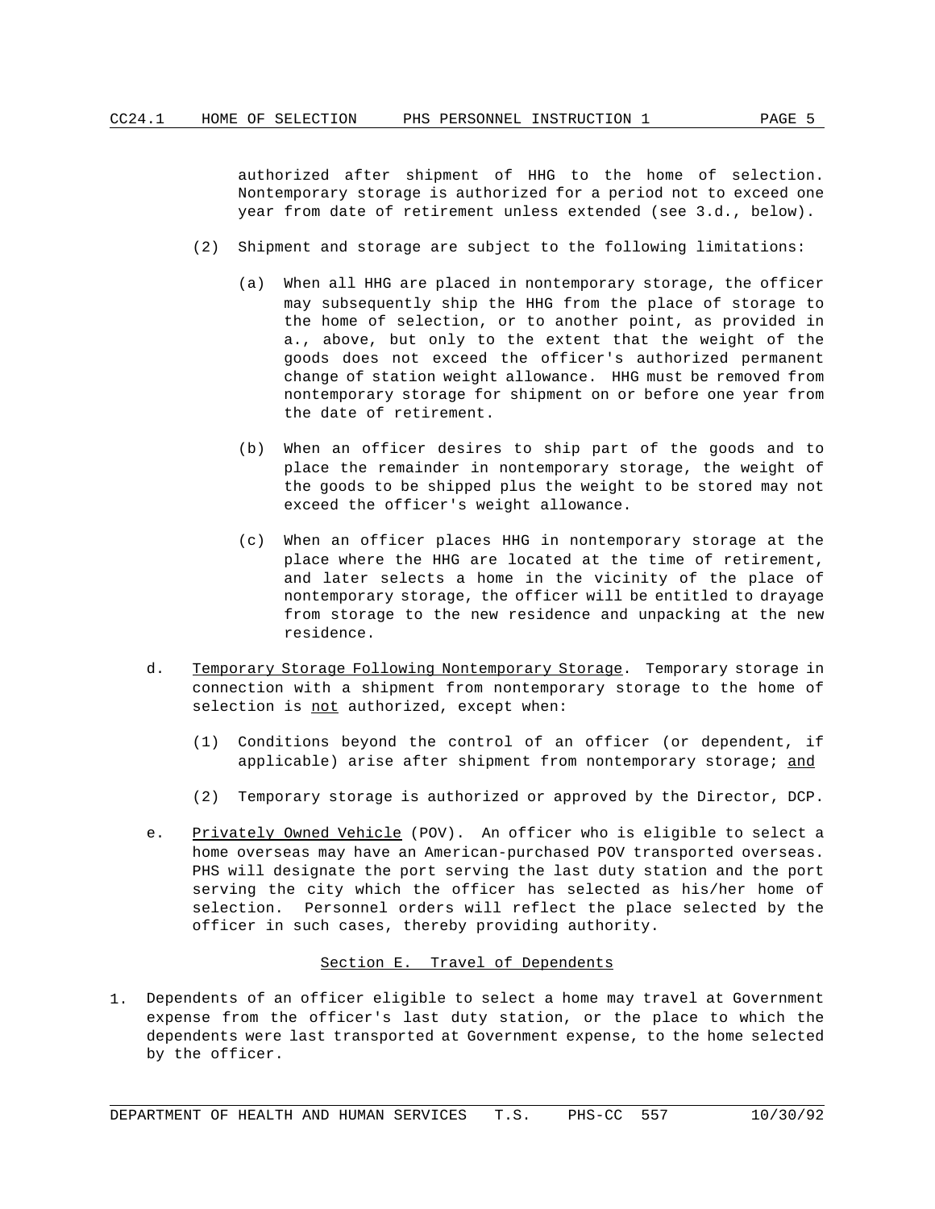authorized after shipment of HHG to the home of selection. Nontemporary storage is authorized for a period not to exceed one year from date of retirement unless extended (see 3.d., below).

(2) Shipment and storage are subject to the following limitations:

(a) When all HHG are placed in nontemporary storage, the officer may subsequently ship the HHG from the place of storage to the home of selection, or to another point, as provided in a., above, but only to the extent that the weight of the goods does not exceed the officer's authorized permanent change of station weight allowance. HHG must be removed from nontemporary storage for shipment on or before one year from the date of retirement.

(b) When an officer desires to ship part of the goods and to place the remainder in nontemporary storage, the weight of the goods to be shipped plus the weight to be stored may not exceed the officer's weight allowance.

(c) When an officer places HHG in nontemporary storage at the place where the HHG are located at the time of retirement, and later selects a home in the vicinity of the place of nontemporary storage, the officer will be entitled to drayage from storage to the new residence and unpacking at the new residence.

d. <u>Temporary Storage Following Nontemporary Storage</u>. Temporary storage in connection with a shipment from nontemporary storage to the home of selection is <u>not</u> authorized, except when:

(1) Conditions beyond the control of an officer (or dependent, if applicable) arise after shipment from nontemporary storage; <u>and</u>

(2) Temporary storage is authorized or approved by the Director, DCP.

e. <u>Privately Owned Vehicle</u> (POV). An officer who is eligible to select a home overseas may have an American-purchased POV transported overseas. PHS will designate the port serving the last duty station and the port serving the city which the officer has selected as his/her home of selection. Personnel orders will reflect the place selected by the officer in such cases, thereby providing authority.

## <u>Section E. Travel of Dependents</u>

1. Dependents of an officer eligible to select a home may travel at Government expense from the officer's last duty station, or the place to which the dependents were last transported at Government expense, to the home selected by the officer.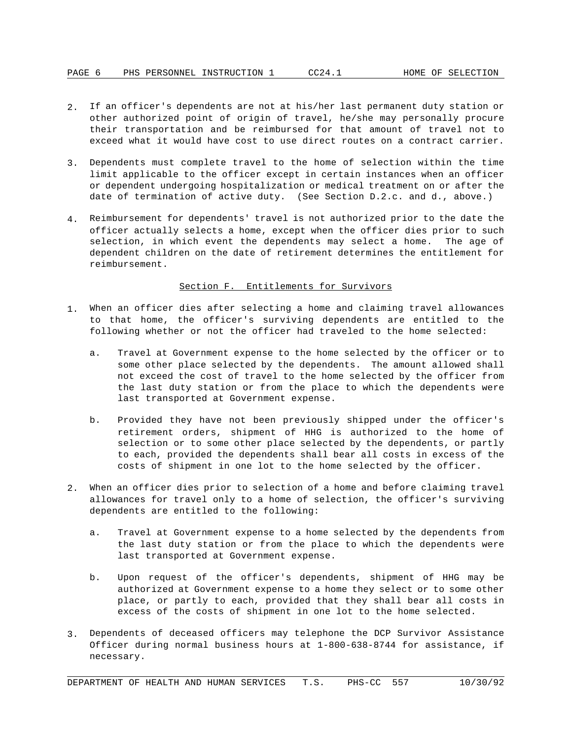2. If an officer's dependents are not at his/her last permanent duty station or other authorized point of origin of travel, he/she may personally procure their transportation and be reimbursed for that amount of travel not to exceed what it would have cost to use direct routes on a contract carrier.

3. Dependents must complete travel to the home of selection within the time limit applicable to the officer except in certain instances when an officer or dependent undergoing hospitalization or medical treatment on or after the date of termination of active duty. (See Section D.2.c. and d., above.)

4. Reimbursement for dependents' travel is not authorized prior to the date the officer actually selects a home, except when the officer dies prior to such selection, in which event the dependents may select a home. The age of dependent children on the date of retirement determines the entitlement for reimbursement.

## Section F. Entitlements for Survivors

1. When an officer dies after selecting a home and claiming travel allowances to that home, the officer's surviving dependents are entitled to the following whether or not the officer had traveled to the home selected:

   a. Travel at Government expense to the home selected by the officer or to some other place selected by the dependents. The amount allowed shall not exceed the cost of travel to the home selected by the officer from the last duty station or from the place to which the dependents were last transported at Government expense.

   b. Provided they have not been previously shipped under the officer's retirement orders, shipment of HHG is authorized to the home of selection or to some other place selected by the dependents, or partly to each, provided the dependents shall bear all costs in excess of the costs of shipment in one lot to the home selected by the officer.

2. When an officer dies prior to selection of a home and before claiming travel allowances for travel only to a home of selection, the officer's surviving dependents are entitled to the following:

   a. Travel at Government expense to a home selected by the dependents from the last duty station or from the place to which the dependents were last transported at Government expense.

   b. Upon request of the officer's dependents, shipment of HHG may be authorized at Government expense to a home they select or to some other place, or partly to each, provided that they shall bear all costs in excess of the costs of shipment in one lot to the home selected.

3. Dependents of deceased officers may telephone the DCP Survivor Assistance Officer during normal business hours at 1-800-638-8744 for assistance, if necessary.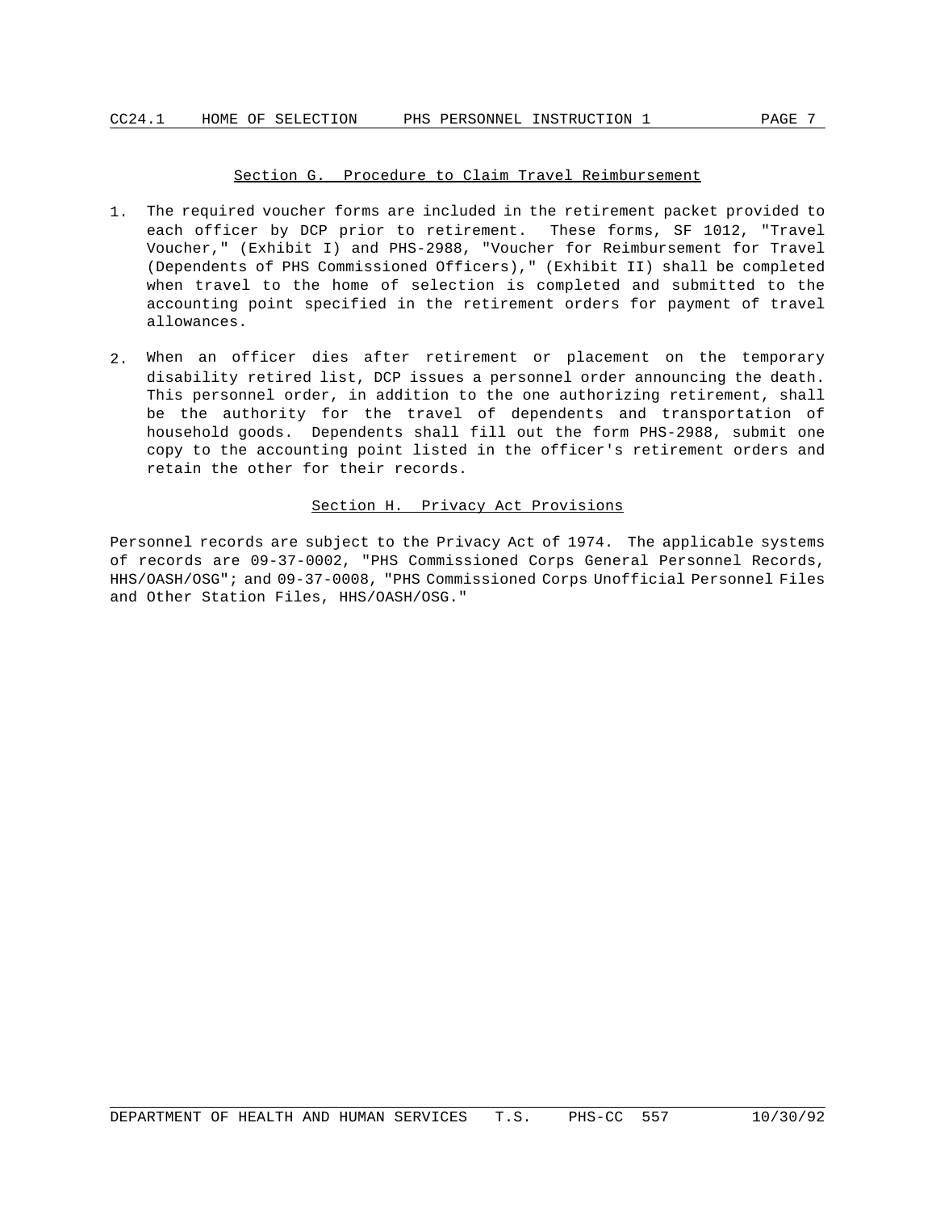## Section G. Procedure to Claim Travel Reimbursement

1. The required voucher forms are included in the retirement packet provided to each officer by DCP prior to retirement. These forms, SF 1012, "Travel Voucher," (Exhibit I) and PHS-2988, "Voucher for Reimbursement for Travel (Dependents of PHS Commissioned Officers)," (Exhibit II) shall be completed when travel to the home of selection is completed and submitted to the accounting point specified in the retirement orders for payment of travel allowances.

2. When an officer dies after retirement or placement on the temporary disability retired list, DCP issues a personnel order announcing the death. This personnel order, in addition to the one authorizing retirement, shall be the authority for the travel of dependents and transportation of household goods. Dependents shall fill out the form PHS-2988, submit one copy to the accounting point listed in the officer's retirement orders and retain the other for their records.

## Section H. Privacy Act Provisions

Personnel records are subject to the Privacy Act of 1974. The applicable systems of records are 09-37-0002, "PHS Commissioned Corps General Personnel Records, HHS/OASH/OSG"; and 09-37-0008, "PHS Commissioned Corps Unofficial Personnel Files and Other Station Files, HHS/OASH/OSG."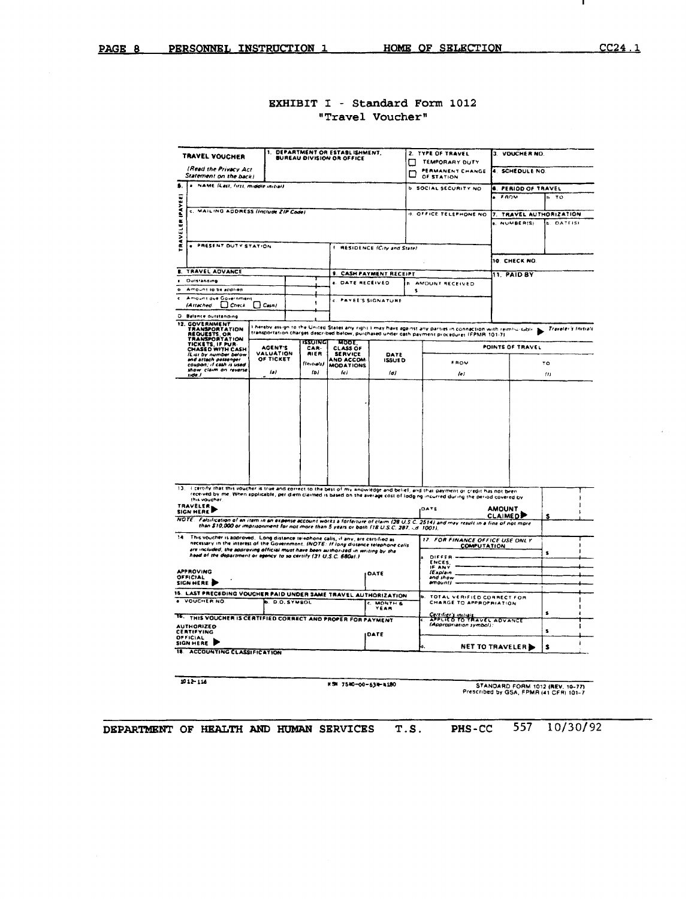## EXHIBIT I - Standard Form 1012 "Travel Voucher"

**TRAVEL VOUCHER**

*(Read the Privacy Act Statement on the back)*

| 1. DEPARTMENT OR ESTABLISHMENT, BUREAU DIVISION OR OFFICE | 2. TYPE OF TRAVEL | 3. VOUCHER NO. |
|---|---|---|
| | ☐ TEMPORARY DUTY<br>☐ PERMANENT CHANGE OF STATION | 4. SCHEDULE NO. |

**5. TRAVELER (PAYEE)**

| a. NAME (Last, first, middle initial) | b. SOCIAL SECURITY NO. | 6. PERIOD OF TRAVEL — a. FROM / b. TO |
|---|---|---|
| c. MAILING ADDRESS (Include ZIP Code) | d. OFFICE TELEPHONE NO. | 7. TRAVEL AUTHORIZATION — a. NUMBER(S) / b. DATE(S) |
| e. PRESENT DUTY STATION | f. RESIDENCE (City and State) | 10. CHECK NO. |

| 8. TRAVEL ADVANCE | | 9. CASH PAYMENT RECEIPT | | 11. PAID BY |
|---|---|---|---|---|
| a. Outstanding | | a. DATE RECEIVED | b. AMOUNT RECEIVED $ | |
| b. Amount to be applied | | | | |
| c. Amount due Government (Attached: ☐ Check ☐ Cash) | | c. PAYEE'S SIGNATURE | | |
| D. Balance outstanding | | | | |

**12. GOVERNMENT TRANSPORTATION REQUESTS, OR TRANSPORTATION TICKETS, IF PURCHASED WITH CASH** *(List by number below and attach passenger coupon; if cash is used show claim on reverse side.)*

I hereby assign to the United States any right I may have against any parties in connection with reimbursable transportation charges described below, purchased under cash payment procedures (FPMR 101-7). ▶ *Traveler's Initials*

| | AGENT'S VALUATION OF TICKET (a) | ISSUING CARRIER (Initials) (b) | MODE, CLASS OF SERVICE AND ACCOMMODATIONS (c) | DATE ISSUED (d) | POINTS OF TRAVEL — FROM (e) | POINTS OF TRAVEL — TO (f) |
|---|---|---|---|---|---|---|
| | | | | | | |

13. I certify that this voucher is true and correct to the best of my knowledge and belief, and that payment or credit has not been received by me. When applicable, per diem claimed is based on the average cost of lodging incurred during the period covered by this voucher.

TRAVELER SIGN HERE ▶ &nbsp;&nbsp;&nbsp; DATE &nbsp;&nbsp;&nbsp; AMOUNT CLAIMED ▶ $

*NOTE: Falsification of an item in an expense account works a forfeiture of claim (28 U.S.C. 2514) and may result in a fine of not more than $10,000 or imprisonment for not more than 5 years or both (18 U.S.C. 287 and 1001).*

14. This voucher is approved. Long distance telephone calls, if any, are certified as necessary in the interest of the Government. *(NOTE: If long distance telephone calls are included, the approving official must have been authorized in writing by the head of the department or agency to so certify (31 U.S.C. 680a).)*

APPROVING OFFICIAL SIGN HERE ▶ &nbsp;&nbsp;&nbsp; DATE

**17. FOR FINANCE OFFICE USE ONLY — COMPUTATION** $

a. DIFFERENCES, IF ANY (Explain and show amount)

b. TOTAL VERIFIED CORRECT FOR CHARGE TO APPROPRIATION $

Certifier's initials

c. APPLIED TO TRAVEL ADVANCE (Appropriation symbol): $

d. NET TO TRAVELER ▶ $

**15. LAST PRECEDING VOUCHER PAID UNDER SAME TRAVEL AUTHORIZATION**

| a. VOUCHER NO. | b. D.O. SYMBOL | c. MONTH & YEAR |
|---|---|---|
| | | |

**16. THIS VOUCHER IS CERTIFIED CORRECT AND PROPER FOR PAYMENT**

AUTHORIZED CERTIFYING OFFICIAL SIGN HERE ▶ &nbsp;&nbsp;&nbsp; DATE

**18. ACCOUNTING CLASSIFICATION**

1012-116 &nbsp;&nbsp;&nbsp; NSN 7540-00-634-4180 &nbsp;&nbsp;&nbsp; STANDARD FORM 1012 (REV. 10-77) Prescribed by GSA, FPMR (41 CFR) 101-7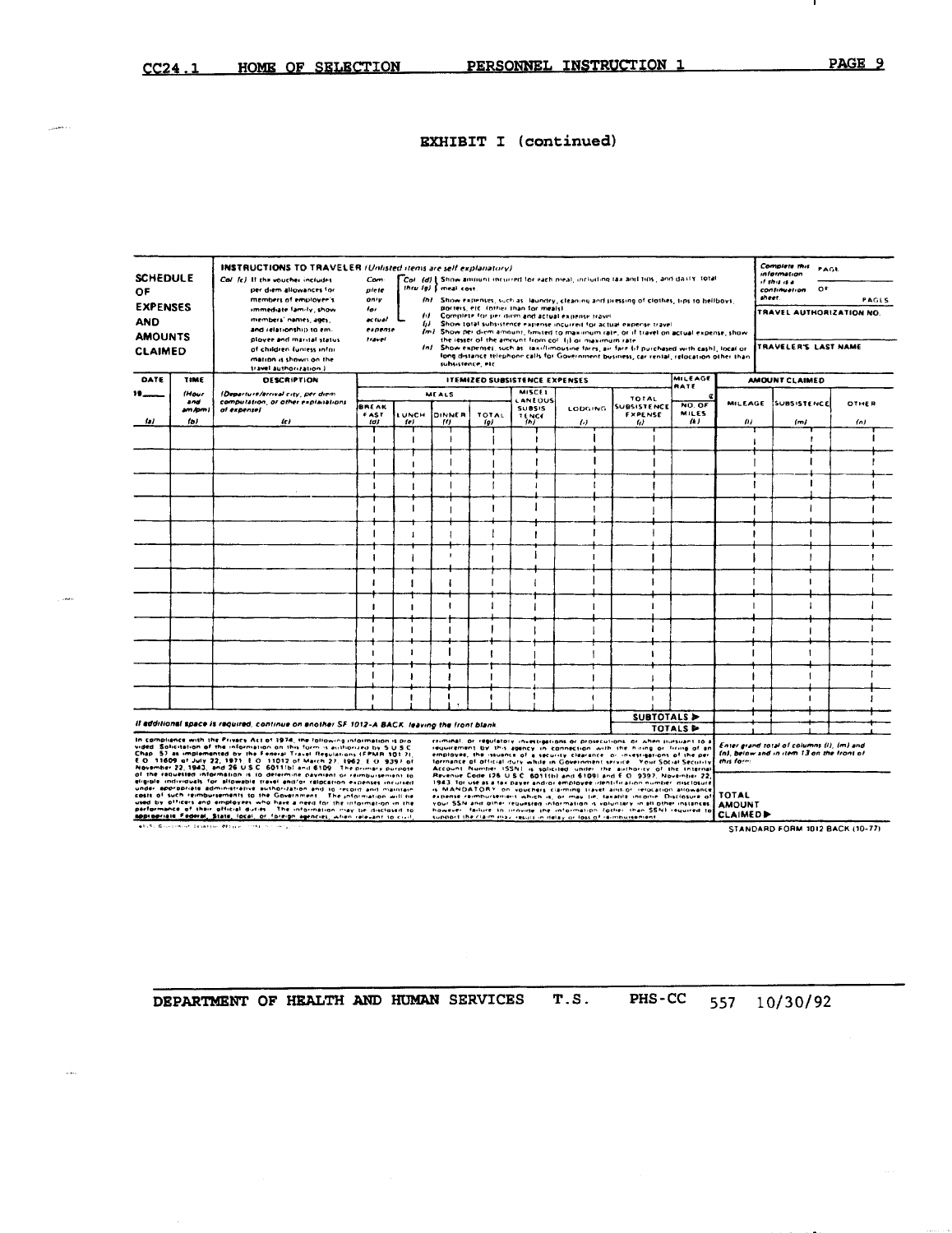# EXHIBIT I (continued)

**SCHEDULE OF EXPENSES AND AMOUNTS CLAIMED**

**INSTRUCTIONS TO TRAVELER** *(Unlisted items are self explanatory)*

*Col (c)* If the voucher includes per diem allowances for members of employee's immediate family, show members' names, ages, and relationship to employee and marital status of children (unless information is shown on the travel authorization.)

*Complete only for actual expense travel:*

- *Col (d) thru (g)* Show amount incurred for each meal, including tax and tips, and daily total meal cost.
- *(h)* Show expenses, such as laundry, cleaning and pressing of clothes, tips to bellboys, porters, etc. (other than for meals)
- *(i)* Complete for per diem and actual expense travel.
- *(j)* Show total subsistence expense incurred for actual expense travel.
- *(m)* Show per diem amount, limited to maximum rate, or if travel on actual expense, show the lesser of the amount from col. (j) or maximum rate.
- *(n)* Show expenses, such as taxi/limousine fares, air fare (if purchased with cash), local or long distance telephone calls for Government business, car rental, relocation other than subsistence, etc.

*Complete this information if this is a continuation sheet.* PAGE ____ OF ____ PAGES

TRAVEL AUTHORIZATION NO.

TRAVELER'S LAST NAME

| DATE 19___ (a) | TIME (Hour and am/pm) (b) | DESCRIPTION (Departure/arrival city, per diem computation, or other explanations of expense) (c) | ITEMIZED SUBSISTENCE EXPENSES | | | | | | | MILEAGE RATE ¢ | AMOUNT CLAIMED | | |
|---|---|---|---|---|---|---|---|---|---|---|---|---|---|
| | | | MEALS | | | | MISCELLANEOUS SUBSISTENCE (h) | LODGING (i) | TOTAL SUBSISTENCE EXPENSE (j) | NO. OF MILES (k) | MILEAGE (l) | SUBSISTENCE (m) | OTHER (n) |
| | | | BREAKFAST (d) | LUNCH (e) | DINNER (f) | TOTAL (g) | | | | | | | |
| | | | | | | | | | | | | | |
| | | | | | | | | | | | | | |
| | | | | | | | | | | | | | |
| | | | | | | | | | | | | | |
| | | | | | | | | | | | | | |
| | | | | | | | | | | | | | |
| | | | | | | | | | | | | | |
| | | | | | | | | | | | | | |
| | | | | | | | | | | | | | |
| | | | | | | | | | | | | | |
| | | | | | | | | | | | | | |
| | | | | | | | | | | | | | |
| | | | | | | | | | | | | | |
| | | | | | | | | | | | | | |
| *If additional space is required, continue on another SF 1012-A BACK leaving the front blank* | | | | | | | | | SUBTOTALS ▶ | | | | |
| | | | | | | | | | TOTALS ▶ | | | | |

In compliance with the Privacy Act of 1974, the following information is provided. Solicitation of the information on this form is authorized by 5 U.S.C. Chap. 57 as implemented by the Federal Travel Regulations (FPMR 101-7), E.O. 11609 of July 22, 1971, E.O. 11012 of March 27, 1962, E.O. 9397 of November 22, 1943, and 26 U.S.C. 6011(b) and 6109. The primary purpose of the requested information is to determine payment or reimbursement to eligible individuals for allowable travel and/or relocation expenses incurred under appropriate administrative authorization and to record and maintain costs of such reimbursements to the Government. The information will be used by officers and employees who have a need for the information in the performance of their official duties. The information may be disclosed to appropriate Federal, State, local, or foreign agencies, when relevant to civil, criminal, or regulatory investigations or prosecutions, or when pursuant to a requirement by this agency in connection with the hiring or firing of an employee, the issuance of a security clearance or investigations of the performance of official duty while in Government service. Your Social Security Account Number (SSN) is solicited under the authority of the Internal Revenue Code (26 U.S.C. 6011(b) and 6109) and E.O. 9397, November 22, 1943, for use as a tax payer and/or employee identification number; disclosure is MANDATORY on vouchers claiming travel and/or relocation allowance expense reimbursement which is, or may be, taxable income. Disclosure of your SSN and other requested information is voluntary in all other instances; however, failure to provide the information (other than SSN) required to support the claim may result in delay or loss of reimbursement.

*Enter grand total of columns (l), (m) and (n), below and in item 13 on the front of this form.*

**TOTAL AMOUNT CLAIMED ▶**

STANDARD FORM 1012 BACK (10-77)

DEPARTMENT OF HEALTH AND HUMAN SERVICES T.S. PHS-CC 557 10/30/92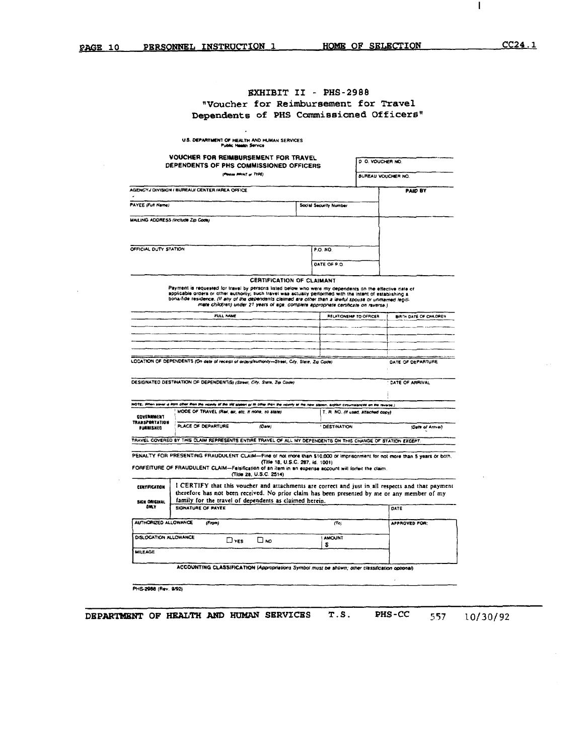## EXHIBIT II - PHS-2988

## "Voucher for Reimbursement for Travel Dependents of PHS Commissioned Officers"

U.S. DEPARTMENT OF HEALTH AND HUMAN SERVICES
Public Health Service

**VOUCHER FOR REIMBURSEMENT FOR TRAVEL DEPENDENTS OF PHS COMMISSIONED OFFICERS**
*(Please PRINT or TYPE)*

| | D. O. VOUCHER NO. |
|---|---|
| | BUREAU VOUCHER NO. |

| AGENCY/ DIVISION / BUREAU/ CENTER /AREA OFFICE | | PAID BY |
|---|---|---|
| PAYEE *(Full Name)* | Social Security Number | |
| MAILING ADDRESS *(Include Zip Code)* | | |
| OFFICIAL DUTY STATION | P.O. NO. | |
| | DATE OF P.O. | |

**CERTIFICATION OF CLAIMANT**

Payment is requested for travel by persons listed below who were my dependents on the effective date of applicable orders or other authority; such travel was actually performed with the intent of establishing a bona-fide residence. *(If any of the dependents claimed are other than a lawful spouse or unmarried legitimate child(ren) under 21 years of age, complete appropriate certificate on reverse.)*

| FULL NAME | RELATIONSHIP TO OFFICER | BIRTH DATE OF CHILDREN |
|---|---|---|
| | | |
| | | |
| | | |
| | | |

| LOCATION OF DEPENDENTS *(On date of receipt of orders/authority—Street, City, State, Zip Code)* | DATE OF DEPARTURE |
|---|---|
| DESIGNATED DESTINATION OF DEPENDENT(S) *(Street, City, State, Zip Code)* | DATE OF ARRIVAL |

NOTE: *When travel is from other than the vicinity of the old station or to other than the vicinity of the new station, explain circumstances on the reverse.)*

| GOVERNMENT TRANSPORTATION FURNISHED | MODE OF TRAVEL *(Rail, air, etc. If none, so state)* | | T. R. NO. *(If used, attached copy)* | |
|---|---|---|---|---|
| | PLACE OF DEPARTURE | *(Date)* | DESTINATION | *(Date of Arrival)* |

TRAVEL COVERED BY THIS CLAIM REPRESENTS ENTIRE TRAVEL OF ALL MY DEPENDENTS ON THIS CHANGE OF STATION *EXCEPT*:

PENALTY FOR PRESENTING FRAUDULENT CLAIM—Fine of not more than $10,000 or imprisonment for not more than 5 years or both. (Title 18, U.S.C. 287, id. 1001)

FORFEITURE OF FRAUDULENT CLAIM—Falsification of an item in an expense account will forfeit the claim. (Title 28, U.S.C. 2514)

| CERTIFICATION<br>SIGN ORIGINAL ONLY | I CERTIFY that this voucher and attachments are correct and just in all respects and that payment therefore has not been received. No prior claim has been presented by me or any member of my family for the travel of dependents as claimed herein. | |
|---|---|---|
| | SIGNATURE OF PAYEE | DATE |

| AUTHORIZED ALLOWANCE | *(From)* | *(To)* | APPROVED FOR: |
|---|---|---|---|
| DISLOCATION ALLOWANCE | ☐ YES ☐ NO | AMOUNT $ | |
| MILEAGE | | | |

**ACCOUNTING CLASSIFICATION** *(Appropriations Symbol must be shown; other classification optional)*

PHS-2988 (Rev. 9/92)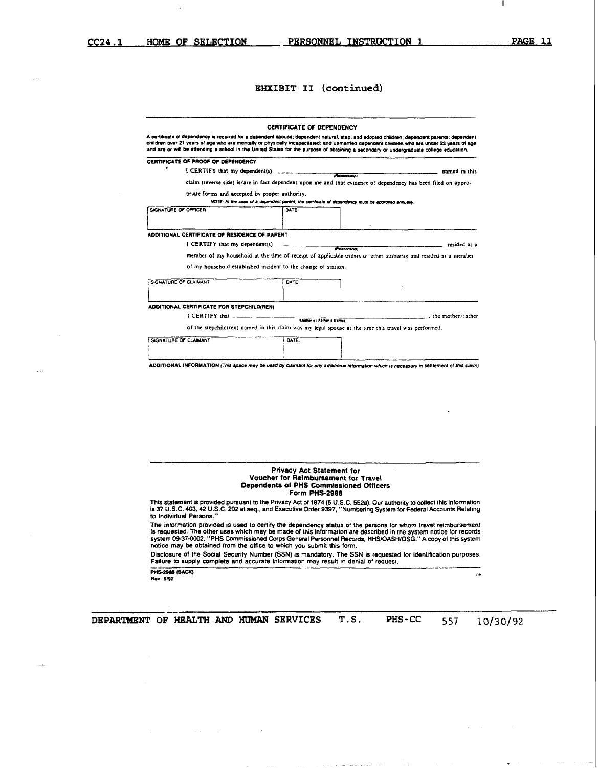## EHXIBIT II (continued)

### CERTIFICATE OF DEPENDENCY

A certificate of dependency is required for a dependent spouse; dependent natural, step, and adopted children; dependent parents; dependent children over 21 years of age who are mentally or physically incapacitated; and unmarried dependent children who are under 23 years of age and are or will be attending a school in the United States for the purpose of obtaining a secondary or undergraduate college education.

**CERTIFICATE OF PROOF OF DEPENDENCY**

I CERTIFY that my dependent(s) ______________________ *(Relationship)* ______________________ named in this claim (reverse side) is/are in fact dependent upon me and that evidence of dependency has been filed on appropriate forms and accepted by proper authority.

*NOTE: In the case of a dependent parent, the certificate of dependency must be approved annually.*

| SIGNATURE OF OFFICER | DATE: |
|---|---|
| | |

**ADDITIONAL CERTIFICATE OF RESIDENCE OF PARENT**

I CERTIFY that my dependent(s) ______________________ *(Relationship)* ______________________ resided as a member of my household at the time of receipt of applicable orders or other authority and resided as a member of my household established incident to the change of station.

| SIGNATURE OF CLAIMANT | DATE |
|---|---|
| | |

**ADDITIONAL CERTIFICATE FOR STEPCHILD(REN)**

I CERTIFY that ______________________ *(Mother's / Father's Name)* ______________________, the mother/father of the stepchild(ren) named in this claim was my legal spouse at the time this travel was performed.

| SIGNATURE OF CLAIMANT | DATE: |
|---|---|
| | |

**ADDITIONAL INFORMATION** *(This space may be used by claimant for any additional information which is necessary in settlement of this claim)*

### Privacy Act Statement for Voucher for Reimbursement for Travel Dependents of PHS Commissioned Officers Form PHS-2988

This statement is provided pursuant to the Privacy Act of 1974 (5 U.S.C. 552a). Our authority to collect this information is 37 U.S.C. 403; 42 U.S.C. 202 et seq.; and Executive Order 9397, "Numbering System for Federal Accounts Relating to Individual Persons."

The information provided is used to certify the dependency status of the persons for whom travel reimbursement is requested. The other uses which may be made of this information are described in the system notice for records system 09-37-0002, "PHS Commissioned Corps General Personnel Records, HHS/OASH/OSG." A copy of this system notice may be obtained from the office to which you submit this form.

Disclosure of the Social Security Number (SSN) is mandatory. The SSN is requested for identification purposes. Failure to supply complete and accurate information may result in denial of request.

PHS-2988 (BACK)
Rev. 9/92